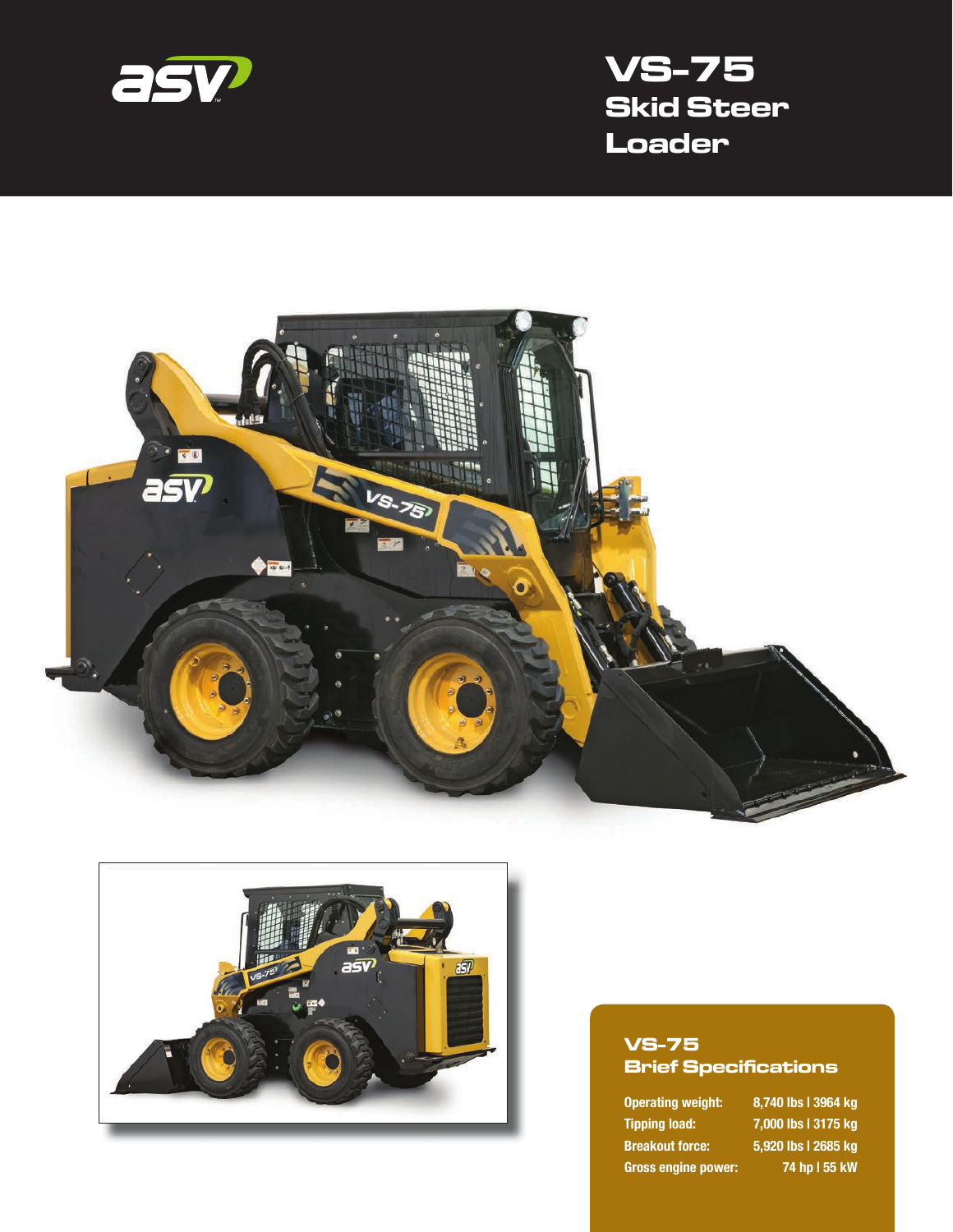# VS-75
## Skid Steer Loader

### VS-75 Brief Specifications

| | |
|---|---|
| Operating weight: | 8,740 lbs | 3964 kg |
| Tipping load: | 7,000 lbs | 3175 kg |
| Breakout force: | 5,920 lbs | 2685 kg |
| Gross engine power: | 74 hp | 55 kW |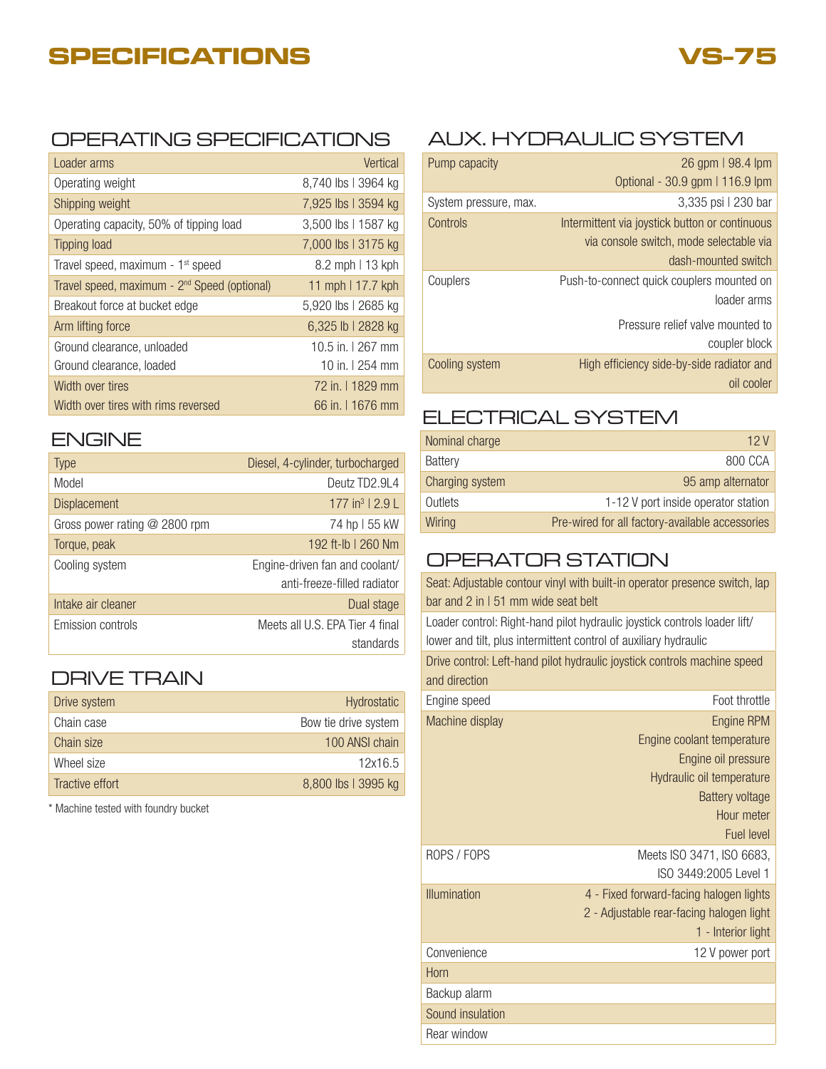# SPECIFICATIONS

# VS-75

## OPERATING SPECIFICATIONS

| Loader arms | Vertical |
|---|---|
| Operating weight | 8,740 lbs \| 3964 kg |
| Shipping weight | 7,925 lbs \| 3594 kg |
| Operating capacity, 50% of tipping load | 3,500 lbs \| 1587 kg |
| Tipping load | 7,000 lbs \| 3175 kg |
| Travel speed, maximum - 1st speed | 8.2 mph \| 13 kph |
| Travel speed, maximum - 2nd Speed (optional) | 11 mph \| 17.7 kph |
| Breakout force at bucket edge | 5,920 lbs \| 2685 kg |
| Arm lifting force | 6,325 lb \| 2828 kg |
| Ground clearance, unloaded<br>Ground clearance, loaded | 10.5 in. \| 267 mm<br>10 in. \| 254 mm |
| Width over tires | 72 in. \| 1829 mm |
| Width over tires with rims reversed | 66 in. \| 1676 mm |

## ENGINE

| Type | Diesel, 4-cylinder, turbocharged |
|---|---|
| Model | Deutz TD2.9L4 |
| Displacement | 177 in³ \| 2.9 L |
| Gross power rating @ 2800 rpm | 74 hp \| 55 kW |
| Torque, peak | 192 ft-lb \| 260 Nm |
| Cooling system | Engine-driven fan and coolant/ anti-freeze-filled radiator |
| Intake air cleaner | Dual stage |
| Emission controls | Meets all U.S. EPA Tier 4 final standards |

## DRIVE TRAIN

| Drive system | Hydrostatic |
|---|---|
| Chain case | Bow tie drive system |
| Chain size | 100 ANSI chain |
| Wheel size | 12x16.5 |
| Tractive effort | 8,800 lbs \| 3995 kg |

* Machine tested with foundry bucket

## AUX. HYDRAULIC SYSTEM

| Pump capacity | 26 gpm \| 98.4 lpm<br>Optional - 30.9 gpm \| 116.9 lpm |
|---|---|
| System pressure, max. | 3,335 psi \| 230 bar |
| Controls | Intermittent via joystick button or continuous via console switch, mode selectable via dash-mounted switch |
| Couplers | Push-to-connect quick couplers mounted on loader arms<br>Pressure relief valve mounted to coupler block |
| Cooling system | High efficiency side-by-side radiator and oil cooler |

## ELECTRICAL SYSTEM

| Nominal charge | 12 V |
|---|---|
| Battery | 800 CCA |
| Charging system | 95 amp alternator |
| Outlets | 1-12 V port inside operator station |
| Wiring | Pre-wired for all factory-available accessories |

## OPERATOR STATION

| Seat: Adjustable contour vinyl with built-in operator presence switch, lap bar and 2 in \| 51 mm wide seat belt | |
|---|---|
| Loader control: Right-hand pilot hydraulic joystick controls loader lift/ lower and tilt, plus intermittent control of auxiliary hydraulic | |
| Drive control: Left-hand pilot hydraulic joystick controls machine speed and direction | |
| Engine speed | Foot throttle |
| Machine display | Engine RPM<br>Engine coolant temperature<br>Engine oil pressure<br>Hydraulic oil temperature<br>Battery voltage<br>Hour meter<br>Fuel level |
| ROPS / FOPS | Meets ISO 3471, ISO 6683, ISO 3449:2005 Level 1 |
| Illumination | 4 - Fixed forward-facing halogen lights<br>2 - Adjustable rear-facing halogen light<br>1 - Interior light |
| Convenience | 12 V power port |
| Horn | |
| Backup alarm | |
| Sound insulation | |
| Rear window | |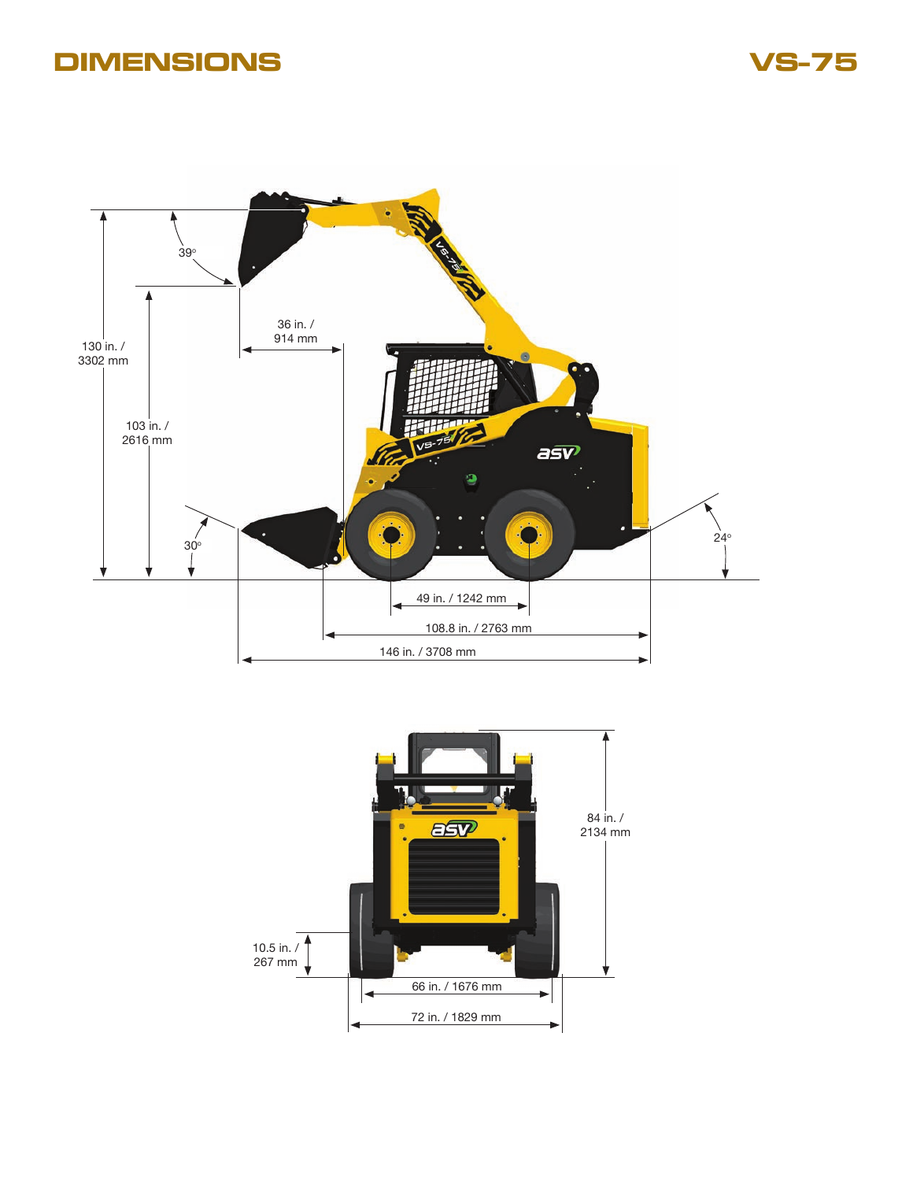# DIMENSIONS

## VS-75

39°

36 in. / 914 mm

130 in. / 3302 mm

103 in. / 2616 mm

30°

24°

49 in. / 1242 mm

108.8 in. / 2763 mm

146 in. / 3708 mm

84 in. / 2134 mm

10.5 in. / 267 mm

66 in. / 1676 mm

72 in. / 1829 mm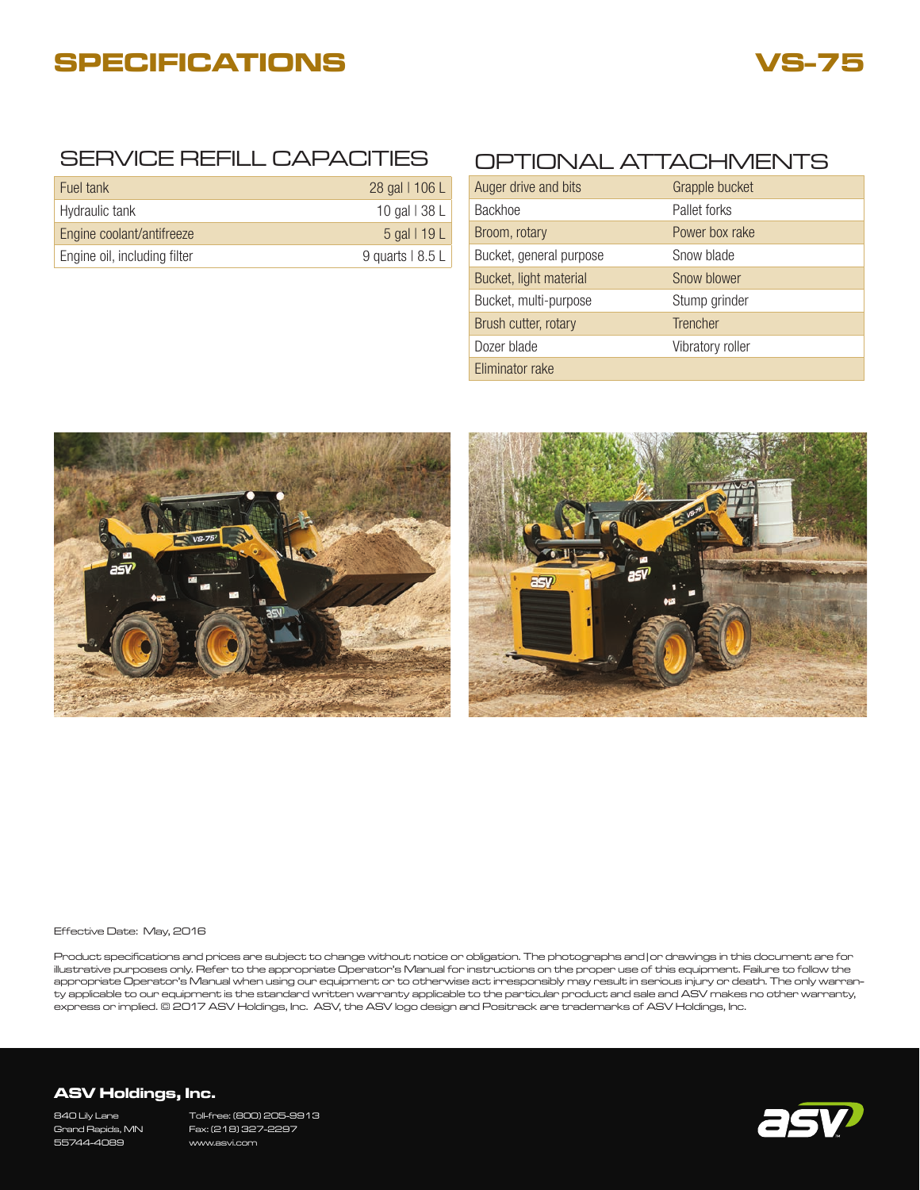# SPECIFICATIONS

# VS-75

## SERVICE REFILL CAPACITIES

| | |
|---|---|
| Fuel tank | 28 gal &#124; 106 L |
| Hydraulic tank | 10 gal &#124; 38 L |
| Engine coolant/antifreeze | 5 gal &#124; 19 L |
| Engine oil, including filter | 9 quarts &#124; 8.5 L |

## OPTIONAL ATTACHMENTS

| | |
|---|---|
| Auger drive and bits | Grapple bucket |
| Backhoe | Pallet forks |
| Broom, rotary | Power box rake |
| Bucket, general purpose | Snow blade |
| Bucket, light material | Snow blower |
| Bucket, multi-purpose | Stump grinder |
| Brush cutter, rotary | Trencher |
| Dozer blade | Vibratory roller |
| Eliminator rake | |

Effective Date: May, 2016

Product specifications and prices are subject to change without notice or obligation. The photographs and|or drawings in this document are for illustrative purposes only. Refer to the appropriate Operator's Manual for instructions on the proper use of this equipment. Failure to follow the appropriate Operator's Manual when using our equipment or to otherwise act irresponsibly may result in serious injury or death. The only warranty applicable to our equipment is the standard written warranty applicable to the particular product and sale and ASV makes no other warranty, express or implied. © 2017 ASV Holdings, Inc. ASV, the ASV logo design and Positrack are trademarks of ASV Holdings, Inc.

**ASV Holdings, Inc.**

840 Lily Lane
Grand Rapids, MN
55744-4089

Toll-free: (800) 205-9913
Fax: (218) 327-2297
www.asvi.com